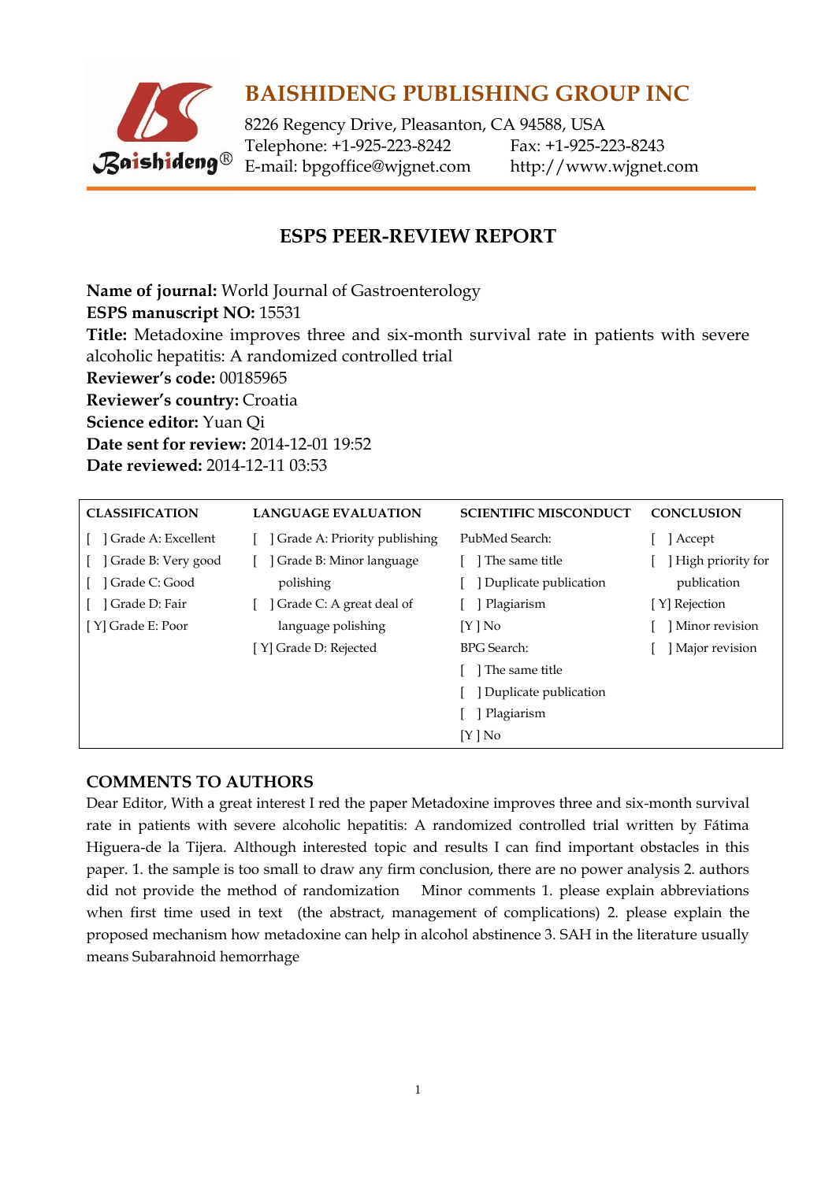# BAISHIDENG PUBLISHING GROUP INC

8226 Regency Drive, Pleasanton, CA 94588, USA
Telephone: +1-925-223-8242 Fax: +1-925-223-8243
E-mail: bpgoffice@wjgnet.com http://www.wjgnet.com

## ESPS PEER-REVIEW REPORT

**Name of journal:** World Journal of Gastroenterology
**ESPS manuscript NO:** 15531
**Title:** Metadoxine improves three and six-month survival rate in patients with severe alcoholic hepatitis: A randomized controlled trial
**Reviewer's code:** 00185965
**Reviewer's country:** Croatia
**Science editor:** Yuan Qi
**Date sent for review:** 2014-12-01 19:52
**Date reviewed:** 2014-12-11 03:53

| CLASSIFICATION | LANGUAGE EVALUATION | SCIENTIFIC MISCONDUCT | CONCLUSION |
|---|---|---|---|
| [ ] Grade A: Excellent | [ ] Grade A: Priority publishing | PubMed Search: | [ ] Accept |
| [ ] Grade B: Very good | [ ] Grade B: Minor language polishing | [ ] The same title | [ ] High priority for publication |
| [ ] Grade C: Good | [ ] Grade C: A great deal of language polishing | [ ] Duplicate publication | [ Y] Rejection |
| [ ] Grade D: Fair | [ Y] Grade D: Rejected | [ ] Plagiarism | [ ] Minor revision |
| [ Y] Grade E: Poor | | [Y ] No | [ ] Major revision |
| | | BPG Search: | |
| | | [ ] The same title | |
| | | [ ] Duplicate publication | |
| | | [ ] Plagiarism | |
| | | [Y ] No | |

## COMMENTS TO AUTHORS

Dear Editor, With a great interest I red the paper Metadoxine improves three and six-month survival rate in patients with severe alcoholic hepatitis: A randomized controlled trial written by Fátima Higuera-de la Tijera. Although interested topic and results I can find important obstacles in this paper. 1. the sample is too small to draw any firm conclusion, there are no power analysis 2. authors did not provide the method of randomization Minor comments 1. please explain abbreviations when first time used in text (the abstract, management of complications) 2. please explain the proposed mechanism how metadoxine can help in alcohol abstinence 3. SAH in the literature usually means Subarahnoid hemorrhage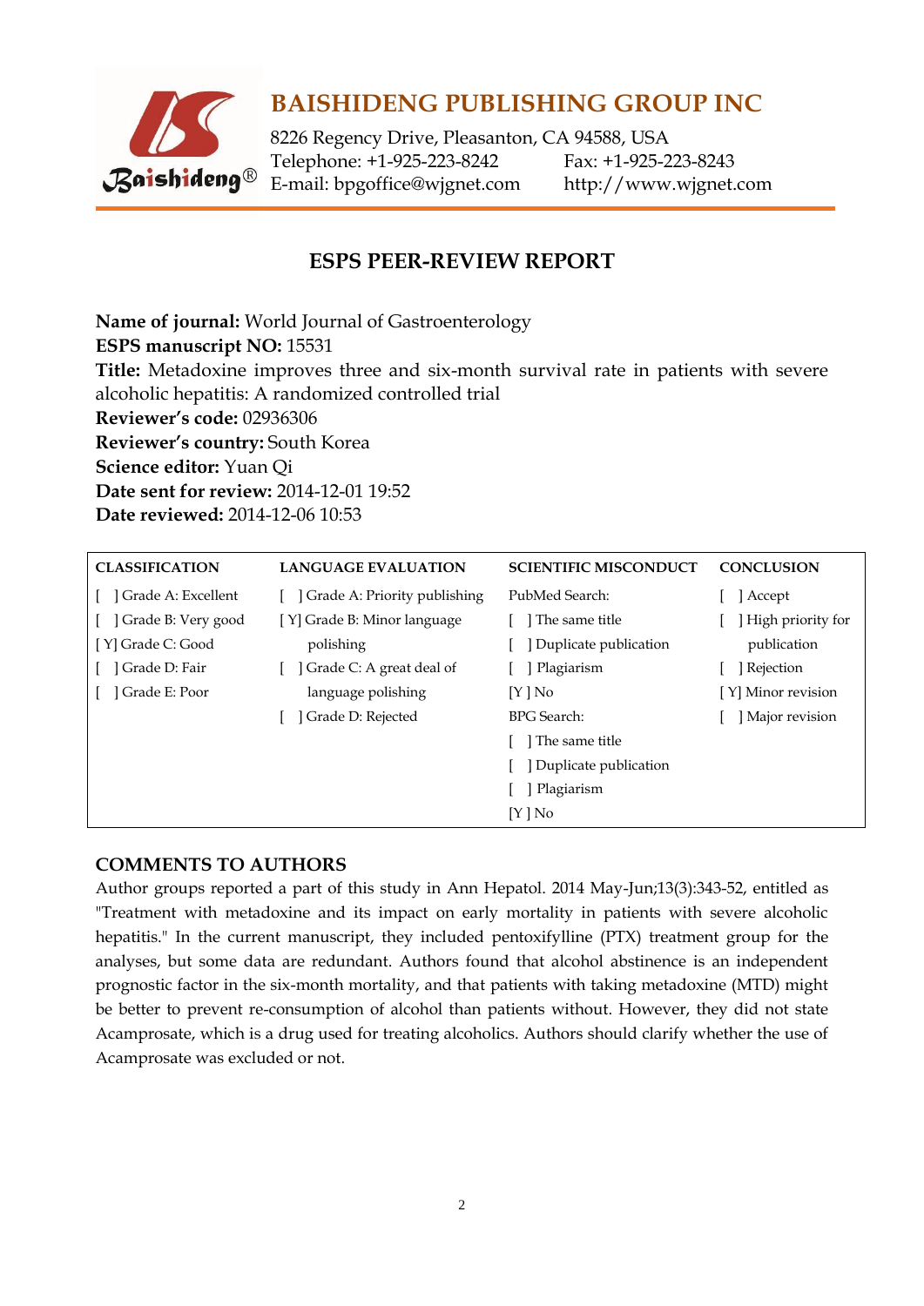# BAISHIDENG PUBLISHING GROUP INC

8226 Regency Drive, Pleasanton, CA 94588, USA
Telephone: +1-925-223-8242 Fax: +1-925-223-8243
E-mail: bpgoffice@wjgnet.com http://www.wjgnet.com

## ESPS PEER-REVIEW REPORT

**Name of journal:** World Journal of Gastroenterology
**ESPS manuscript NO:** 15531
**Title:** Metadoxine improves three and six-month survival rate in patients with severe alcoholic hepatitis: A randomized controlled trial
**Reviewer's code:** 02936306
**Reviewer's country:** South Korea
**Science editor:** Yuan Qi
**Date sent for review:** 2014-12-01 19:52
**Date reviewed:** 2014-12-06 10:53

| CLASSIFICATION | LANGUAGE EVALUATION | SCIENTIFIC MISCONDUCT | CONCLUSION |
|---|---|---|---|
| [ ] Grade A: Excellent | [ ] Grade A: Priority publishing | PubMed Search: | [ ] Accept |
| [ ] Grade B: Very good | [Y] Grade B: Minor language polishing | [ ] The same title | [ ] High priority for publication |
| [Y] Grade C: Good | [ ] Grade C: A great deal of language polishing | [ ] Duplicate publication | [ ] Rejection |
| [ ] Grade D: Fair | [ ] Grade D: Rejected | [ ] Plagiarism | [Y] Minor revision |
| [ ] Grade E: Poor | | [Y] No | [ ] Major revision |
| | | BPG Search: | |
| | | [ ] The same title | |
| | | [ ] Duplicate publication | |
| | | [ ] Plagiarism | |
| | | [Y] No | |

## COMMENTS TO AUTHORS

Author groups reported a part of this study in Ann Hepatol. 2014 May-Jun;13(3):343-52, entitled as "Treatment with metadoxine and its impact on early mortality in patients with severe alcoholic hepatitis." In the current manuscript, they included pentoxifylline (PTX) treatment group for the analyses, but some data are redundant. Authors found that alcohol abstinence is an independent prognostic factor in the six-month mortality, and that patients with taking metadoxine (MTD) might be better to prevent re-consumption of alcohol than patients without. However, they did not state Acamprosate, which is a drug used for treating alcoholics. Authors should clarify whether the use of Acamprosate was excluded or not.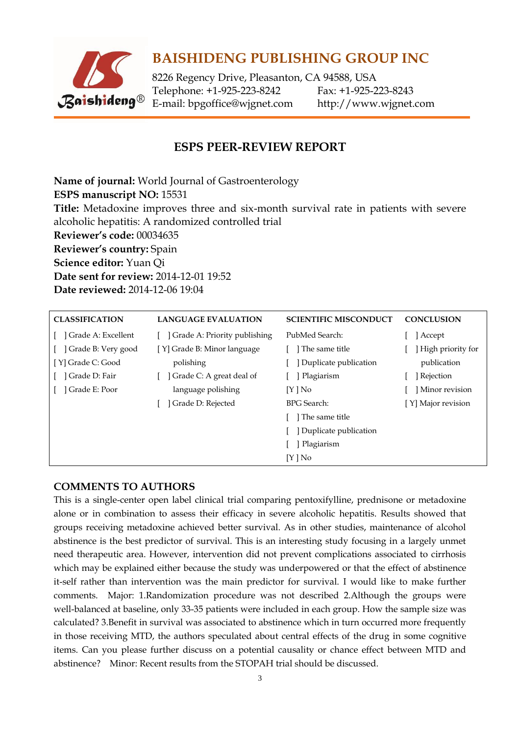# BAISHIDENG PUBLISHING GROUP INC

8226 Regency Drive, Pleasanton, CA 94588, USA
Telephone: +1-925-223-8242 Fax: +1-925-223-8243
E-mail: bpgoffice@wjgnet.com http://www.wjgnet.com

## ESPS PEER-REVIEW REPORT

**Name of journal:** World Journal of Gastroenterology
**ESPS manuscript NO:** 15531
**Title:** Metadoxine improves three and six-month survival rate in patients with severe alcoholic hepatitis: A randomized controlled trial
**Reviewer's code:** 00034635
**Reviewer's country:** Spain
**Science editor:** Yuan Qi
**Date sent for review:** 2014-12-01 19:52
**Date reviewed:** 2014-12-06 19:04

| CLASSIFICATION | LANGUAGE EVALUATION | SCIENTIFIC MISCONDUCT | CONCLUSION |
|---|---|---|---|
| [ ] Grade A: Excellent | [ ] Grade A: Priority publishing | PubMed Search: | [ ] Accept |
| [ ] Grade B: Very good | [Y] Grade B: Minor language polishing | [ ] The same title | [ ] High priority for publication |
| [Y] Grade C: Good | [ ] Grade C: A great deal of language polishing | [ ] Duplicate publication | [ ] Rejection |
| [ ] Grade D: Fair | [ ] Grade D: Rejected | [ ] Plagiarism | [ ] Minor revision |
| [ ] Grade E: Poor | | [Y] No | [Y] Major revision |
| | | BPG Search: | |
| | | [ ] The same title | |
| | | [ ] Duplicate publication | |
| | | [ ] Plagiarism | |
| | | [Y] No | |

## COMMENTS TO AUTHORS

This is a single-center open label clinical trial comparing pentoxifylline, prednisone or metadoxine alone or in combination to assess their efficacy in severe alcoholic hepatitis. Results showed that groups receiving metadoxine achieved better survival. As in other studies, maintenance of alcohol abstinence is the best predictor of survival. This is an interesting study focusing in a largely unmet need therapeutic area. However, intervention did not prevent complications associated to cirrhosis which may be explained either because the study was underpowered or that the effect of abstinence it-self rather than intervention was the main predictor for survival. I would like to make further comments. Major: 1.Randomization procedure was not described 2.Although the groups were well-balanced at baseline, only 33-35 patients were included in each group. How the sample size was calculated? 3.Benefit in survival was associated to abstinence which in turn occurred more frequently in those receiving MTD, the authors speculated about central effects of the drug in some cognitive items. Can you please further discuss on a potential causality or chance effect between MTD and abstinence? Minor: Recent results from the STOPAH trial should be discussed.